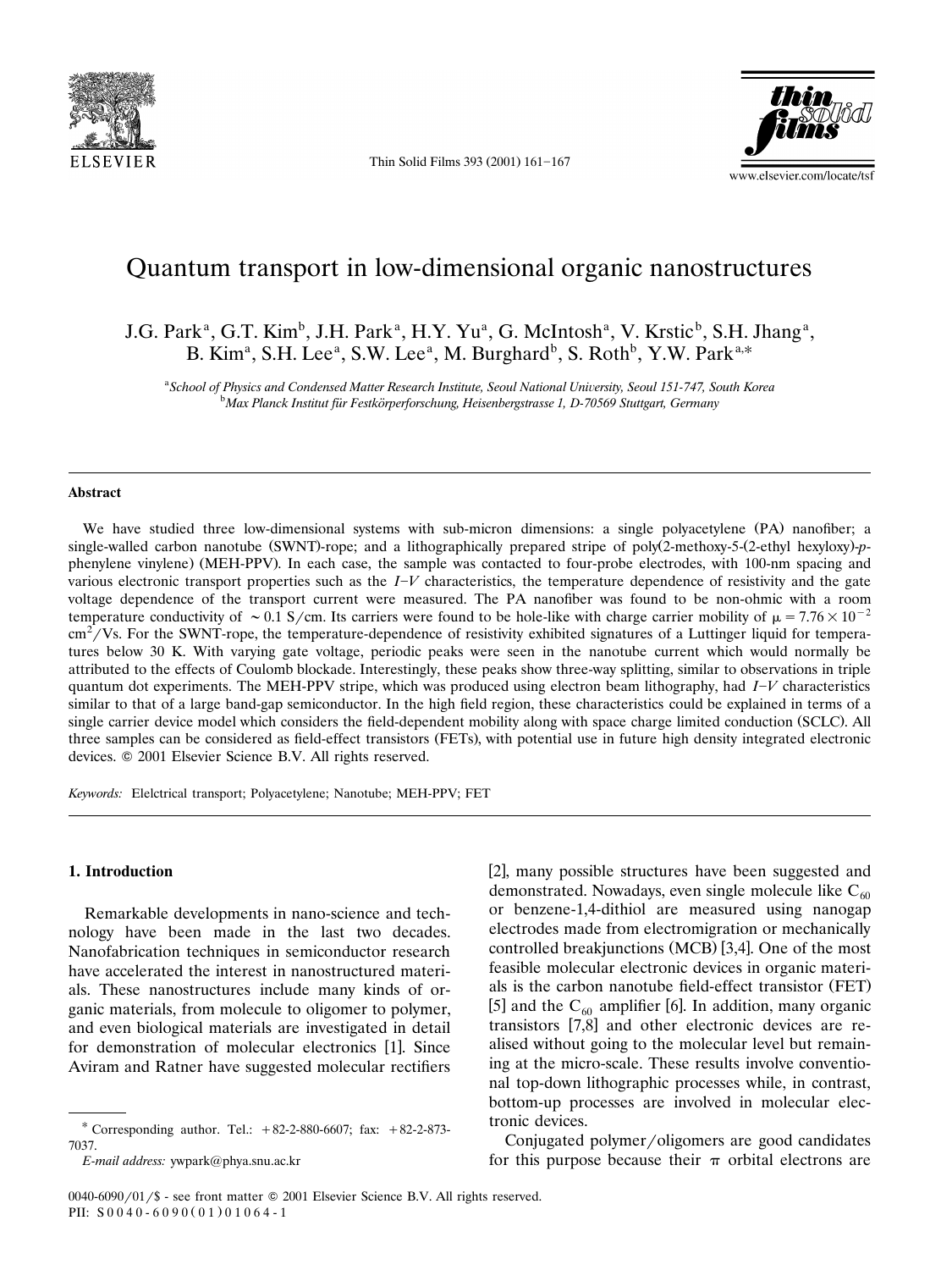# Quantum transport in low-dimensional organic nanostructures

J.G. Park[a], G.T. Kim[b], J.H. Park[a], H.Y. Yu[a], G. McIntosh[a], V. Krstic[b], S.H. Jhang[a], B. Kim[a], S.H. Lee[a], S.W. Lee[a], M. Burghard[b], S. Roth[b], Y.W. Park[a,*]

[a]School of Physics and Condensed Matter Research Institute, Seoul National University, Seoul 151-747, South Korea
[b]Max Planck Institut für Festkörperforschung, Heisenbergstrasse 1, D-70569 Stuttgart, Germany

## Abstract

We have studied three low-dimensional systems with sub-micron dimensions: a single polyacetylene (PA) nanofiber; a single-walled carbon nanotube (SWNT)-rope; and a lithographically prepared stripe of poly(2-methoxy-5-(2-ethyl hexyloxy)-*p*-phenylene vinylene) (MEH-PPV). In each case, the sample was contacted to four-probe electrodes, with 100-nm spacing and various electronic transport properties such as the *I–V* characteristics, the temperature dependence of resistivity and the gate voltage dependence of the transport current were measured. The PA nanofiber was found to be non-ohmic with a room temperature conductivity of $\sim 0.1$ S/cm. Its carriers were found to be hole-like with charge carrier mobility of $\mu = 7.76 \times 10^{-2}$ cm$^2$/Vs. For the SWNT-rope, the temperature-dependence of resistivity exhibited signatures of a Luttinger liquid for temperatures below 30 K. With varying gate voltage, periodic peaks were seen in the nanotube current which would normally be attributed to the effects of Coulomb blockade. Interestingly, these peaks show three-way splitting, similar to observations in triple quantum dot experiments. The MEH-PPV stripe, which was produced using electron beam lithography, had *I–V* characteristics similar to that of a large band-gap semiconductor. In the high field region, these characteristics could be explained in terms of a single carrier device model which considers the field-dependent mobility along with space charge limited conduction (SCLC). All three samples can be considered as field-effect transistors (FETs), with potential use in future high density integrated electronic devices. © 2001 Elsevier Science B.V. All rights reserved.

*Keywords:* Elelctrical transport; Polyacetylene; Nanotube; MEH-PPV; FET

## 1. Introduction

Remarkable developments in nano-science and technology have been made in the last two decades. Nanofabrication techniques in semiconductor research have accelerated the interest in nanostructured materials. These nanostructures include many kinds of organic materials, from molecule to oligomer to polymer, and even biological materials are investigated in detail for demonstration of molecular electronics [1]. Since Aviram and Ratner have suggested molecular rectifiers [2], many possible structures have been suggested and demonstrated. Nowadays, even single molecule like $C_{60}$ or benzene-1,4-dithiol are measured using nanogap electrodes made from electromigration or mechanically controlled breakjunctions (MCB) [3,4]. One of the most feasible molecular electronic devices in organic materials is the carbon nanotube field-effect transistor (FET) [5] and the $C_{60}$ amplifier [6]. In addition, many organic transistors [7,8] and other electronic devices are realised without going to the molecular level but remaining at the micro-scale. These results involve conventional top-down lithographic processes while, in contrast, bottom-up processes are involved in molecular electronic devices.

Conjugated polymer/oligomers are good candidates for this purpose because their π orbital electrons are

---

* Corresponding author. Tel.: +82-2-880-6607; fax: +82-2-873-7037.
*E-mail address:* ywpark@phya.snu.ac.kr

0040-6090/01/$ - see front matter © 2001 Elsevier Science B.V. All rights reserved.
PII: S0040-6090(01)01064-1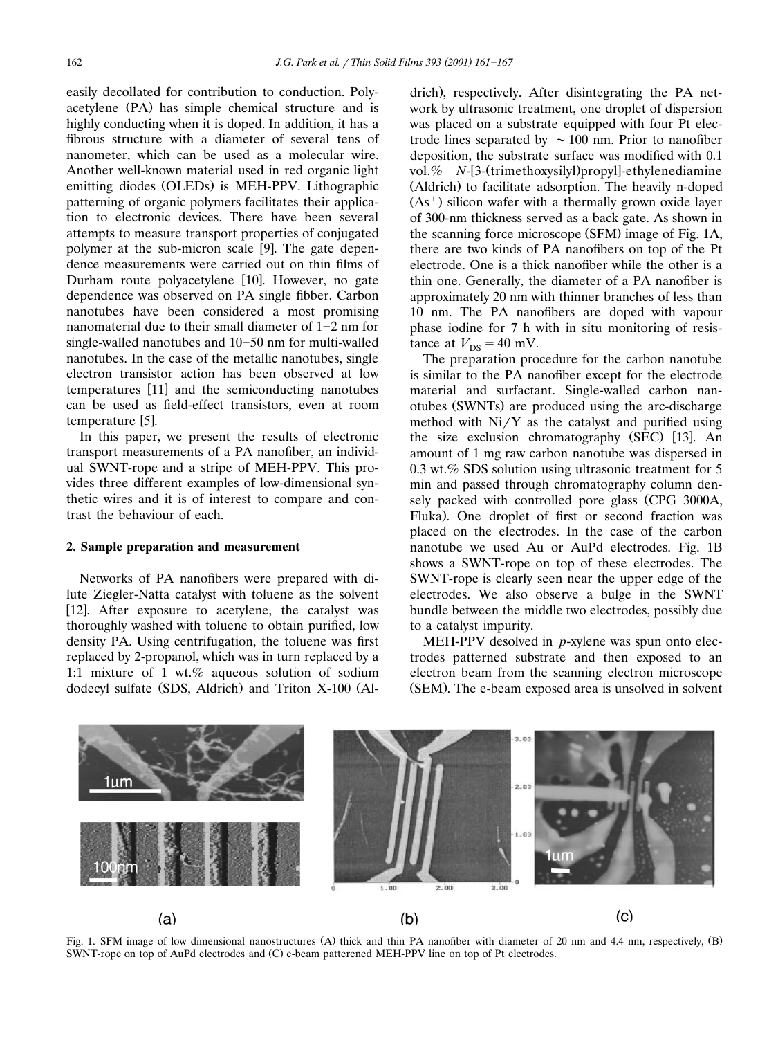easily decollated for contribution to conduction. Polyacetylene (PA) has simple chemical structure and is highly conducting when it is doped. In addition, it has a fibrous structure with a diameter of several tens of nanometer, which can be used as a molecular wire. Another well-known material used in red organic light emitting diodes (OLEDs) is MEH-PPV. Lithographic patterning of organic polymers facilitates their application to electronic devices. There have been several attempts to measure transport properties of conjugated polymer at the sub-micron scale [9]. The gate dependence measurements were carried out on thin films of Durham route polyacetylene [10]. However, no gate dependence was observed on PA single fibber. Carbon nanotubes have been considered a most promising nanomaterial due to their small diameter of 1–2 nm for single-walled nanotubes and 10–50 nm for multi-walled nanotubes. In the case of the metallic nanotubes, single electron transistor action has been observed at low temperatures [11] and the semiconducting nanotubes can be used as field-effect transistors, even at room temperature [5].

In this paper, we present the results of electronic transport measurements of a PA nanofiber, an individual SWNT-rope and a stripe of MEH-PPV. This provides three different examples of low-dimensional synthetic wires and it is of interest to compare and contrast the behaviour of each.

## 2. Sample preparation and measurement

Networks of PA nanofibers were prepared with dilute Ziegler-Natta catalyst with toluene as the solvent [12]. After exposure to acetylene, the catalyst was thoroughly washed with toluene to obtain purified, low density PA. Using centrifugation, the toluene was first replaced by 2-propanol, which was in turn replaced by a 1:1 mixture of 1 wt.% aqueous solution of sodium dodecyl sulfate (SDS, Aldrich) and Triton X-100 (Aldrich), respectively. After disintegrating the PA network by ultrasonic treatment, one droplet of dispersion was placed on a substrate equipped with four Pt electrode lines separated by ~100 nm. Prior to nanofiber deposition, the substrate surface was modified with 0.1 vol.% *N*-[3-(trimethoxysilyl)propyl]-ethylenediamine (Aldrich) to facilitate adsorption. The heavily n-doped ($As^+$) silicon wafer with a thermally grown oxide layer of 300-nm thickness served as a back gate. As shown in the scanning force microscope (SFM) image of Fig. 1A, there are two kinds of PA nanofibers on top of the Pt electrode. One is a thick nanofiber while the other is a thin one. Generally, the diameter of a PA nanofiber is approximately 20 nm with thinner branches of less than 10 nm. The PA nanofibers are doped with vapour phase iodine for 7 h with in situ monitoring of resistance at $V_{DS} = 40$ mV.

The preparation procedure for the carbon nanotube is similar to the PA nanofiber except for the electrode material and surfactant. Single-walled carbon nanotubes (SWNTs) are produced using the arc-discharge method with Ni/Y as the catalyst and purified using the size exclusion chromatography (SEC) [13]. An amount of 1 mg raw carbon nanotube was dispersed in 0.3 wt.% SDS solution using ultrasonic treatment for 5 min and passed through chromatography column densely packed with controlled pore glass (CPG 3000A, Fluka). One droplet of first or second fraction was placed on the electrodes. In the case of the carbon nanotube we used Au or AuPd electrodes. Fig. 1B shows a SWNT-rope on top of these electrodes. The SWNT-rope is clearly seen near the upper edge of the electrodes. We also observe a bulge in the SWNT bundle between the middle two electrodes, possibly due to a catalyst impurity.

MEH-PPV desolved in *p*-xylene was spun onto electrodes patterned substrate and then exposed to an electron beam from the scanning electron microscope (SEM). The e-beam exposed area is unsolved in solvent

Fig. 1. SFM image of low dimensional nanostructures (A) thick and thin PA nanofiber with diameter of 20 nm and 4.4 nm, respectively, (B) SWNT-rope on top of AuPd electrodes and (C) e-beam patterened MEH-PPV line on top of Pt electrodes.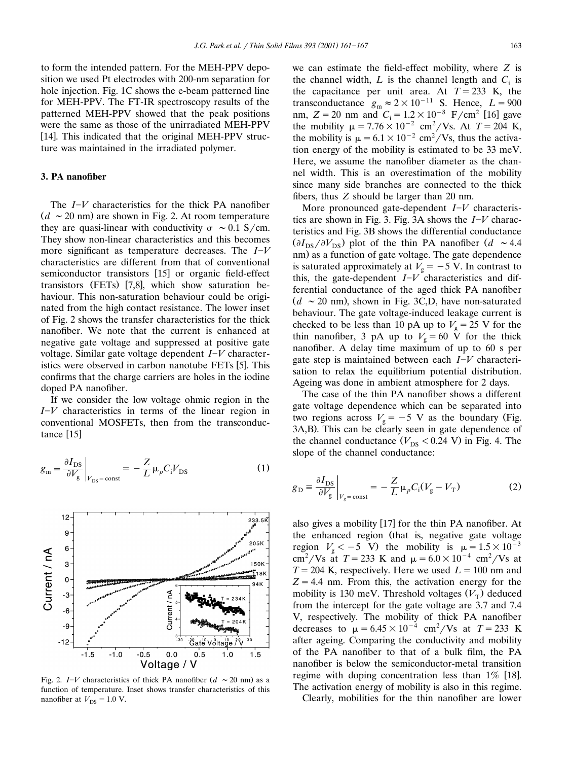to form the intended pattern. For the MEH-PPV deposition we used Pt electrodes with 200-nm separation for hole injection. Fig. 1C shows the e-beam patterned line for MEH-PPV. The FT-IR spectroscopy results of the patterned MEH-PPV showed that the peak positions were the same as those of the unirradiated MEH-PPV [14]. This indicated that the original MEH-PPV structure was maintained in the irradiated polymer.

## 3. PA nanofiber

The $I$–$V$ characteristics for the thick PA nanofiber ($d$ ~20 nm) are shown in Fig. 2. At room temperature they are quasi-linear with conductivity $\sigma$ ~0.1 S/cm. They show non-linear characteristics and this becomes more significant as temperature decreases. The $I$–$V$ characteristics are different from that of conventional semiconductor transistors [15] or organic field-effect transistors (FETs) [7,8], which show saturation behaviour. This non-saturation behaviour could be originated from the high contact resistance. The lower inset of Fig. 2 shows the transfer characteristics for the thick nanofiber. We note that the current is enhanced at negative gate voltage and suppressed at positive gate voltage. Similar gate voltage dependent $I$–$V$ characteristics were observed in carbon nanotube FETs [5]. This confirms that the charge carriers are holes in the iodine doped PA nanofiber.

If we consider the low voltage ohmic region in the $I$–$V$ characteristics in terms of the linear region in conventional MOSFETs, then from the transconductance [15]

$$g_m \equiv \left.\frac{\partial I_{DS}}{\partial V_g}\right|_{V_{DS}=\text{const}} = -\frac{Z}{L}\mu_p C_i V_{DS} \tag{1}$$

Fig. 2. $I$–$V$ characteristics of thick PA nanofiber ($d$ ~20 nm) as a function of temperature. Inset shows transfer characteristics of this nanofiber at $V_{DS}$ = 1.0 V.

we can estimate the field-effect mobility, where $Z$ is the channel width, $L$ is the channel length and $C_i$ is the capacitance per unit area. At $T$ = 233 K, the transconductance $g_m \approx 2\times10^{-11}$ S. Hence, $L$ = 900 nm, $Z$ = 20 nm and $C_i = 1.2\times10^{-8}$ F/cm² [16] gave the mobility $\mu = 7.76\times10^{-2}$ cm²/Vs. At $T$ = 204 K, the mobility is $\mu = 6.1\times10^{-2}$ cm²/Vs, thus the activation energy of the mobility is estimated to be 33 meV. Here, we assume the nanofiber diameter as the channel width. This is an overestimation of the mobility since many side branches are connected to the thick fibers, thus $Z$ should be larger than 20 nm.

More pronounced gate-dependent $I$–$V$ characteristics are shown in Fig. 3. Fig. 3A shows the $I$–$V$ characteristics and Fig. 3B shows the differential conductance ($\partial I_{DS}/\partial V_{DS}$) plot of the thin PA nanofiber ($d$ ~4.4 nm) as a function of gate voltage. The gate dependence is saturated approximately at $V_g = -5$ V. In contrast to this, the gate-dependent $I$–$V$ characteristics and differential conductance of the aged thick PA nanofiber ($d$ ~20 nm), shown in Fig. 3C,D, have non-saturated behaviour. The gate voltage-induced leakage current is checked to be less than 10 pA up to $V_g$ = 25 V for the thin nanofiber, 3 pA up to $V_g$ = 60 V for the thick nanofiber. A delay time maximum of up to 60 s per gate step is maintained between each $I$–$V$ characterisation to relax the equilibrium potential distribution. Ageing was done in ambient atmosphere for 2 days.

The case of the thin PA nanofiber shows a different gate voltage dependence which can be separated into two regions across $V_g = -5$ V as the boundary (Fig. 3A,B). This can be clearly seen in gate dependence of the channel conductance ($V_{DS} < 0.24$ V) in Fig. 4. The slope of the channel conductance:

$$g_D \equiv \left.\frac{\partial I_{DS}}{\partial V_g}\right|_{V_g=\text{const}} = -\frac{Z}{L}\mu_p C_i (V_g - V_T) \tag{2}$$

also gives a mobility [17] for the thin PA nanofiber. At the enhanced region (that is, negative gate voltage region $V_g < -5$ V) the mobility is $\mu = 1.5\times10^{-3}$ cm²/Vs at $T$ = 233 K and $\mu = 6.0\times10^{-4}$ cm²/Vs at $T$ = 204 K, respectively. Here we used $L$ = 100 nm and $Z$ = 4.4 nm. From this, the activation energy for the mobility is 130 meV. Threshold voltages ($V_T$) deduced from the intercept for the gate voltage are 3.7 and 7.4 V, respectively. The mobility of thick PA nanofiber decreases to $\mu = 6.45\times10^{-4}$ cm²/Vs at $T$ = 233 K after ageing. Comparing the conductivity and mobility of the PA nanofiber to that of a bulk film, the PA nanofiber is below the semiconductor-metal transition regime with doping concentration less than 1% [18]. The activation energy of mobility is also in this regime.

Clearly, mobilities for the thin nanofiber are lower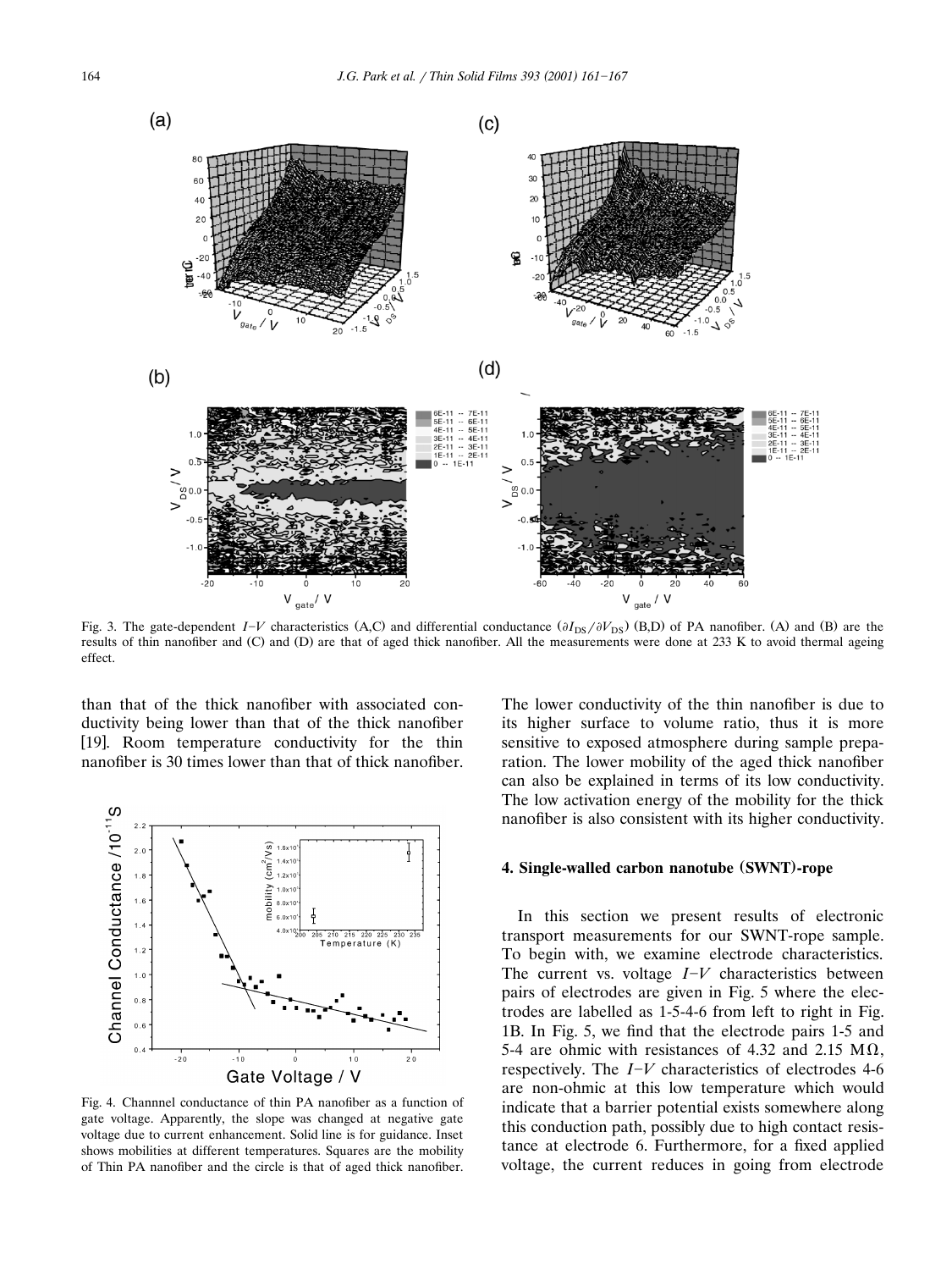Fig. 3. The gate-dependent $I$–$V$ characteristics (A,C) and differential conductance ($\partial I_{DS}/\partial V_{DS}$) (B,D) of PA nanofiber. (A) and (B) are the results of thin nanofiber and (C) and (D) are that of aged thick nanofiber. All the measurements were done at 233 K to avoid thermal ageing effect.

than that of the thick nanofiber with associated conductivity being lower than that of the thick nanofiber [19]. Room temperature conductivity for the thin nanofiber is 30 times lower than that of thick nanofiber. The lower conductivity of the thin nanofiber is due to its higher surface to volume ratio, thus it is more sensitive to exposed atmosphere during sample preparation. The lower mobility of the aged thick nanofiber can also be explained in terms of its low conductivity. The low activation energy of the mobility for the thick nanofiber is also consistent with its higher conductivity.

Fig. 4. Channnel conductance of thin PA nanofiber as a function of gate voltage. Apparently, the slope was changed at negative gate voltage due to current enhancement. Solid line is for guidance. Inset shows mobilities at different temperatures. Squares are the mobility of Thin PA nanofiber and the circle is that of aged thick nanofiber.

## 4. Single-walled carbon nanotube (SWNT)-rope

In this section we present results of electronic transport measurements for our SWNT-rope sample. To begin with, we examine electrode characteristics. The current vs. voltage $I$–$V$ characteristics between pairs of electrodes are given in Fig. 5 where the electrodes are labelled as 1-5-4-6 from left to right in Fig. 1B. In Fig. 5, we find that the electrode pairs 1-5 and 5-4 are ohmic with resistances of 4.32 and 2.15 MΩ, respectively. The $I$–$V$ characteristics of electrodes 4-6 are non-ohmic at this low temperature which would indicate that a barrier potential exists somewhere along this conduction path, possibly due to high contact resistance at electrode 6. Furthermore, for a fixed applied voltage, the current reduces in going from electrode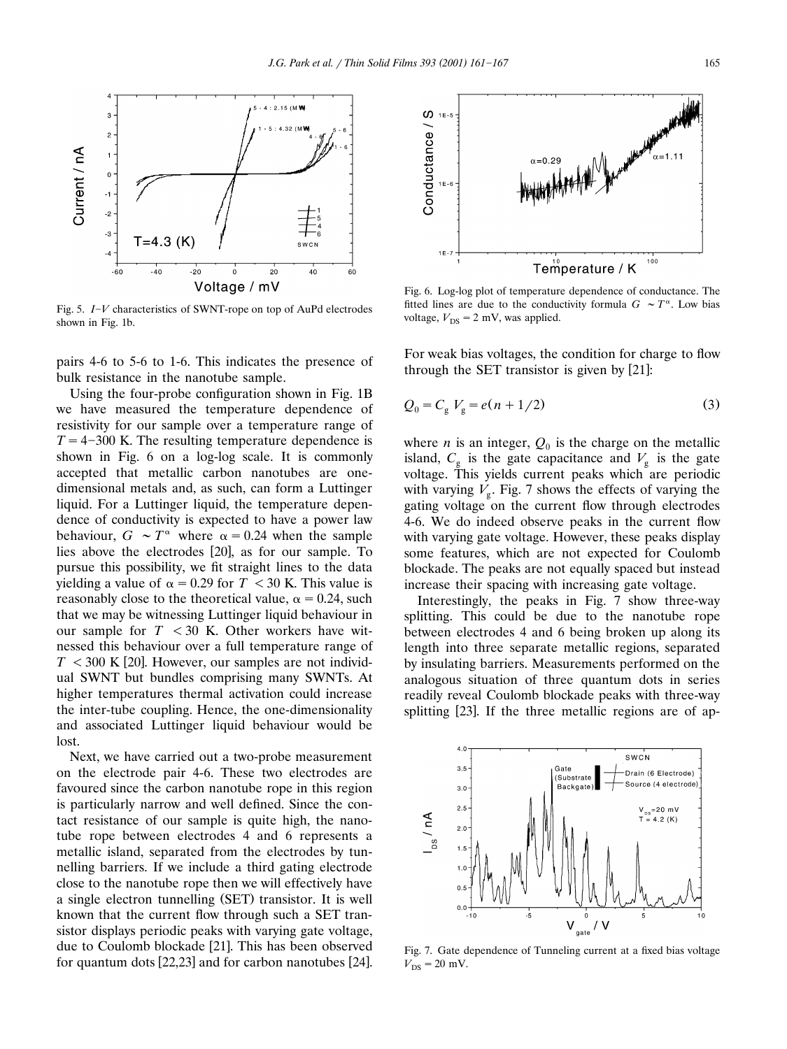Fig. 5. $I$–$V$ characteristics of SWNT-rope on top of AuPd electrodes shown in Fig. 1b.

Fig. 6. Log-log plot of temperature dependence of conductance. The fitted lines are due to the conductivity formula $G \sim T^{\alpha}$. Low bias voltage, $V_{DS} = 2$ mV, was applied.

pairs 4-6 to 5-6 to 1-6. This indicates the presence of bulk resistance in the nanotube sample.

Using the four-probe configuration shown in Fig. 1B we have measured the temperature dependence of resistivity for our sample over a temperature range of $T = 4$–$300$ K. The resulting temperature dependence is shown in Fig. 6 on a log-log scale. It is commonly accepted that metallic carbon nanotubes are one-dimensional metals and, as such, can form a Luttinger liquid. For a Luttinger liquid, the temperature dependence of conductivity is expected to have a power law behaviour, $G \sim T^{\alpha}$ where $\alpha = 0.24$ when the sample lies above the electrodes [20], as for our sample. To pursue this possibility, we fit straight lines to the data yielding a value of $\alpha = 0.29$ for $T < 30$ K. This value is reasonably close to the theoretical value, $\alpha = 0.24$, such that we may be witnessing Luttinger liquid behaviour in our sample for $T < 30$ K. Other workers have witnessed this behaviour over a full temperature range of $T < 300$ K [20]. However, our samples are not individual SWNT but bundles comprising many SWNTs. At higher temperatures thermal activation could increase the inter-tube coupling. Hence, the one-dimensionality and associated Luttinger liquid behaviour would be lost.

Next, we have carried out a two-probe measurement on the electrode pair 4-6. These two electrodes are favoured since the carbon nanotube rope in this region is particularly narrow and well defined. Since the contact resistance of our sample is quite high, the nanotube rope between electrodes 4 and 6 represents a metallic island, separated from the electrodes by tunnelling barriers. If we include a third gating electrode close to the nanotube rope then we will effectively have a single electron tunnelling (SET) transistor. It is well known that the current flow through such a SET transistor displays periodic peaks with varying gate voltage, due to Coulomb blockade [21]. This has been observed for quantum dots [22,23] and for carbon nanotubes [24]. For weak bias voltages, the condition for charge to flow through the SET transistor is given by [21]:

$$Q_0 = C_g V_g = e(n + 1/2) \tag{3}$$

where $n$ is an integer, $Q_0$ is the charge on the metallic island, $C_g$ is the gate capacitance and $V_g$ is the gate voltage. This yields current peaks which are periodic with varying $V_g$. Fig. 7 shows the effects of varying the gating voltage on the current flow through electrodes 4-6. We do indeed observe peaks in the current flow with varying gate voltage. However, these peaks display some features, which are not expected for Coulomb blockade. The peaks are not equally spaced but instead increase their spacing with increasing gate voltage.

Interestingly, the peaks in Fig. 7 show three-way splitting. This could be due to the nanotube rope between electrodes 4 and 6 being broken up along its length into three separate metallic regions, separated by insulating barriers. Measurements performed on the analogous situation of three quantum dots in series readily reveal Coulomb blockade peaks with three-way splitting [23]. If the three metallic regions are of ap-

Fig. 7. Gate dependence of Tunneling current at a fixed bias voltage $V_{DS} = 20$ mV.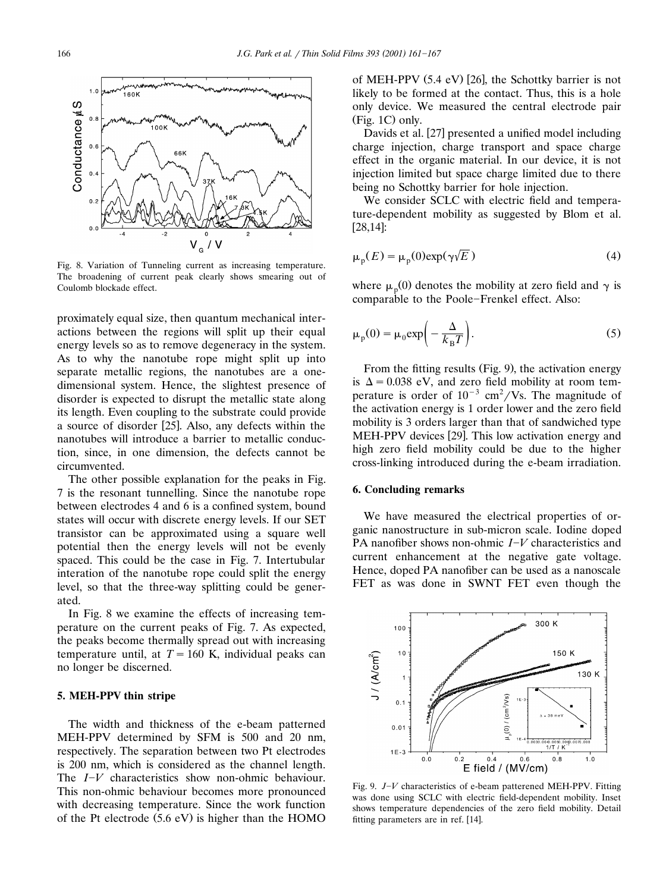Fig. 8. Variation of Tunneling current as increasing temperature. The broadening of current peak clearly shows smearing out of Coulomb blockade effect.

proximately equal size, then quantum mechanical interactions between the regions will split up their equal energy levels so as to remove degeneracy in the system. As to why the nanotube rope might split up into separate metallic regions, the nanotubes are a one-dimensional system. Hence, the slightest presence of disorder is expected to disrupt the metallic state along its length. Even coupling to the substrate could provide a source of disorder [25]. Also, any defects within the nanotubes will introduce a barrier to metallic conduction, since, in one dimension, the defects cannot be circumvented.

The other possible explanation for the peaks in Fig. 7 is the resonant tunnelling. Since the nanotube rope between electrodes 4 and 6 is a confined system, bound states will occur with discrete energy levels. If our SET transistor can be approximated using a square well potential then the energy levels will not be evenly spaced. This could be the case in Fig. 7. Intertubular interation of the nanotube rope could split the energy level, so that the three-way splitting could be generated.

In Fig. 8 we examine the effects of increasing temperature on the current peaks of Fig. 7. As expected, the peaks become thermally spread out with increasing temperature until, at $T = 160$ K, individual peaks can no longer be discerned.

## 5. MEH-PPV thin stripe

The width and thickness of the e-beam patterned MEH-PPV determined by SFM is 500 and 20 nm, respectively. The separation between two Pt electrodes is 200 nm, which is considered as the channel length. The $I$–$V$ characteristics show non-ohmic behaviour. This non-ohmic behaviour becomes more pronounced with decreasing temperature. Since the work function of the Pt electrode (5.6 eV) is higher than the HOMO of MEH-PPV (5.4 eV) [26], the Schottky barrier is not likely to be formed at the contact. Thus, this is a hole only device. We measured the central electrode pair (Fig. 1C) only.

Davids et al. [27] presented a unified model including charge injection, charge transport and space charge effect in the organic material. In our device, it is not injection limited but space charge limited due to there being no Schottky barrier for hole injection.

We consider SCLC with electric field and temperature-dependent mobility as suggested by Blom et al. [28,14]:

$$\mu_p(E) = \mu_p(0)\exp(\gamma\sqrt{E}) \tag{4}$$

where $\mu_p(0)$ denotes the mobility at zero field and $\gamma$ is comparable to the Poole–Frenkel effect. Also:

$$\mu_p(0) = \mu_0 \exp\left(-\frac{\Delta}{k_B T}\right). \tag{5}$$

From the fitting results (Fig. 9), the activation energy is $\Delta = 0.038$ eV, and zero field mobility at room temperature is order of $10^{-3}$ cm$^2$/Vs. The magnitude of the activation energy is 1 order lower and the zero field mobility is 3 orders larger than that of sandwiched type MEH-PPV devices [29]. This low activation energy and high zero field mobility could be due to the higher cross-linking introduced during the e-beam irradiation.

## 6. Concluding remarks

We have measured the electrical properties of organic nanostructure in sub-micron scale. Iodine doped PA nanofiber shows non-ohmic $I$–$V$ characteristics and current enhancement at the negative gate voltage. Hence, doped PA nanofiber can be used as a nanoscale FET as was done in SWNT FET even though the

Fig. 9. $J$–$V$ characteristics of e-beam patterened MEH-PPV. Fitting was done using SCLC with electric field-dependent mobility. Inset shows temperature dependencies of the zero field mobility. Detail fitting parameters are in ref. [14].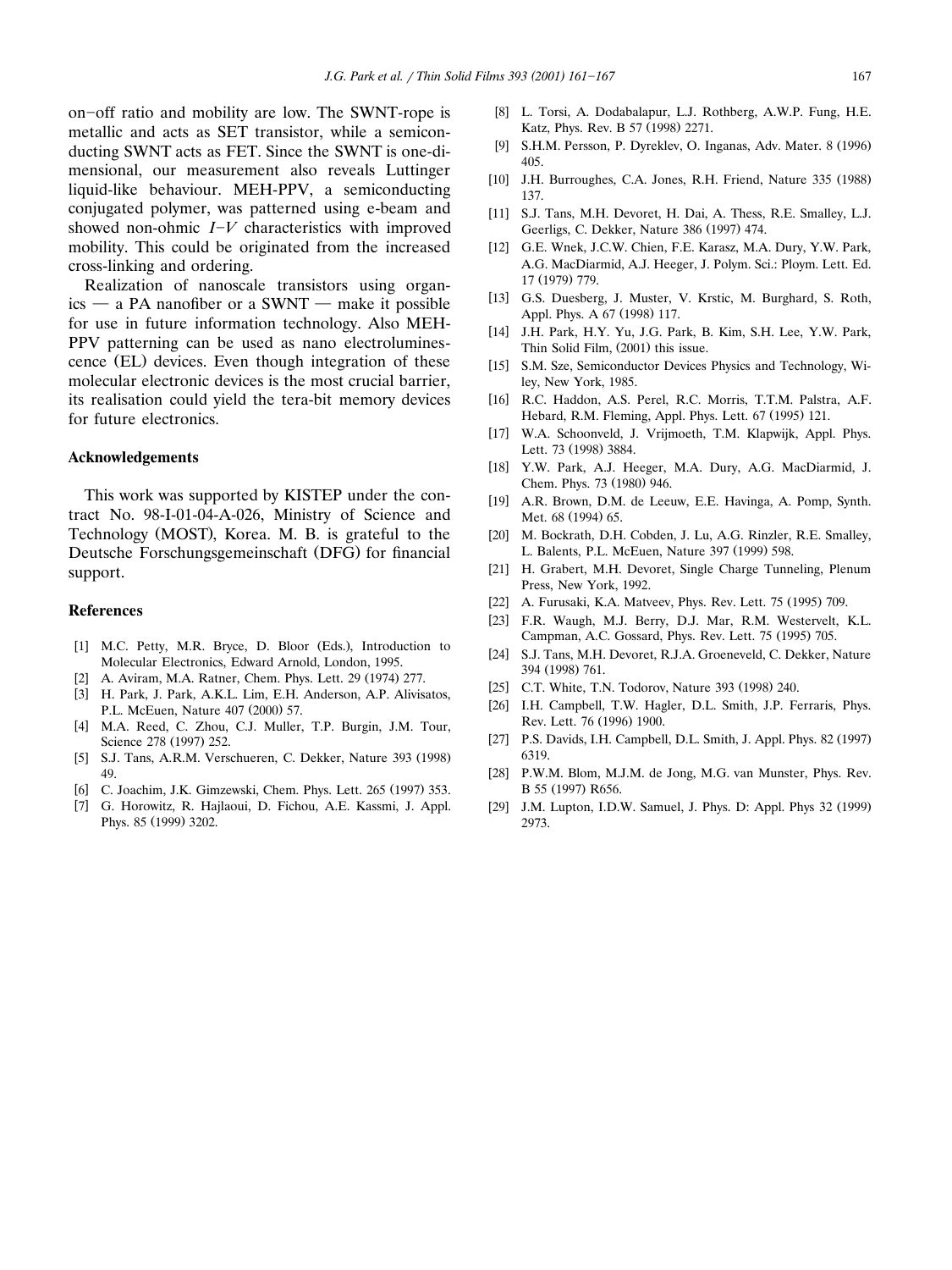on–off ratio and mobility are low. The SWNT-rope is metallic and acts as SET transistor, while a semiconducting SWNT acts as FET. Since the SWNT is one-dimensional, our measurement also reveals Luttinger liquid-like behaviour. MEH-PPV, a semiconducting conjugated polymer, was patterned using e-beam and showed non-ohmic $I$–$V$ characteristics with improved mobility. This could be originated from the increased cross-linking and ordering.

Realization of nanoscale transistors using organics — a PA nanofiber or a SWNT — make it possible for use in future information technology. Also MEH-PPV patterning can be used as nano electroluminescence (EL) devices. Even though integration of these molecular electronic devices is the most crucial barrier, its realisation could yield the tera-bit memory devices for future electronics.

## Acknowledgements

This work was supported by KISTEP under the contract No. 98-I-01-04-A-026, Ministry of Science and Technology (MOST), Korea. M. B. is grateful to the Deutsche Forschungsgemeinschaft (DFG) for financial support.

## References

- [1] M.C. Petty, M.R. Bryce, D. Bloor (Eds.), Introduction to Molecular Electronics, Edward Arnold, London, 1995.
- [2] A. Aviram, M.A. Ratner, Chem. Phys. Lett. 29 (1974) 277.
- [3] H. Park, J. Park, A.K.L. Lim, E.H. Anderson, A.P. Alivisatos, P.L. McEuen, Nature 407 (2000) 57.
- [4] M.A. Reed, C. Zhou, C.J. Muller, T.P. Burgin, J.M. Tour, Science 278 (1997) 252.
- [5] S.J. Tans, A.R.M. Verschueren, C. Dekker, Nature 393 (1998) 49.
- [6] C. Joachim, J.K. Gimzewski, Chem. Phys. Lett. 265 (1997) 353.
- [7] G. Horowitz, R. Hajlaoui, D. Fichou, A.E. Kassmi, J. Appl. Phys. 85 (1999) 3202.
- [8] L. Torsi, A. Dodabalapur, L.J. Rothberg, A.W.P. Fung, H.E. Katz, Phys. Rev. B 57 (1998) 2271.
- [9] S.H.M. Persson, P. Dyreklev, O. Inganas, Adv. Mater. 8 (1996) 405.
- [10] J.H. Burroughes, C.A. Jones, R.H. Friend, Nature 335 (1988) 137.
- [11] S.J. Tans, M.H. Devoret, H. Dai, A. Thess, R.E. Smalley, L.J. Geerligs, C. Dekker, Nature 386 (1997) 474.
- [12] G.E. Wnek, J.C.W. Chien, F.E. Karasz, M.A. Dury, Y.W. Park, A.G. MacDiarmid, A.J. Heeger, J. Polym. Sci.: Ploym. Lett. Ed. 17 (1979) 779.
- [13] G.S. Duesberg, J. Muster, V. Krstic, M. Burghard, S. Roth, Appl. Phys. A 67 (1998) 117.
- [14] J.H. Park, H.Y. Yu, J.G. Park, B. Kim, S.H. Lee, Y.W. Park, Thin Solid Film, (2001) this issue.
- [15] S.M. Sze, Semiconductor Devices Physics and Technology, Wiley, New York, 1985.
- [16] R.C. Haddon, A.S. Perel, R.C. Morris, T.T.M. Palstra, A.F. Hebard, R.M. Fleming, Appl. Phys. Lett. 67 (1995) 121.
- [17] W.A. Schoonveld, J. Vrijmoeth, T.M. Klapwijk, Appl. Phys. Lett. 73 (1998) 3884.
- [18] Y.W. Park, A.J. Heeger, M.A. Dury, A.G. MacDiarmid, J. Chem. Phys. 73 (1980) 946.
- [19] A.R. Brown, D.M. de Leeuw, E.E. Havinga, A. Pomp, Synth. Met. 68 (1994) 65.
- [20] M. Bockrath, D.H. Cobden, J. Lu, A.G. Rinzler, R.E. Smalley, L. Balents, P.L. McEuen, Nature 397 (1999) 598.
- [21] H. Grabert, M.H. Devoret, Single Charge Tunneling, Plenum Press, New York, 1992.
- [22] A. Furusaki, K.A. Matveev, Phys. Rev. Lett. 75 (1995) 709.
- [23] F.R. Waugh, M.J. Berry, D.J. Mar, R.M. Westervelt, K.L. Campman, A.C. Gossard, Phys. Rev. Lett. 75 (1995) 705.
- [24] S.J. Tans, M.H. Devoret, R.J.A. Groeneveld, C. Dekker, Nature 394 (1998) 761.
- [25] C.T. White, T.N. Todorov, Nature 393 (1998) 240.
- [26] I.H. Campbell, T.W. Hagler, D.L. Smith, J.P. Ferraris, Phys. Rev. Lett. 76 (1996) 1900.
- [27] P.S. Davids, I.H. Campbell, D.L. Smith, J. Appl. Phys. 82 (1997) 6319.
- [28] P.W.M. Blom, M.J.M. de Jong, M.G. van Munster, Phys. Rev. B 55 (1997) R656.
- [29] J.M. Lupton, I.D.W. Samuel, J. Phys. D: Appl. Phys 32 (1999) 2973.